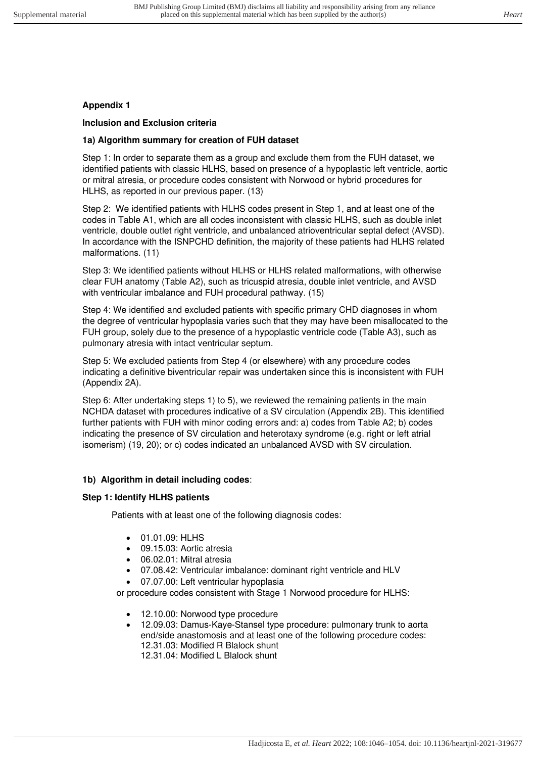**Appendix 1**

**Inclusion and Exclusion criteria**

**1a) Algorithm summary for creation of FUH dataset**

Step 1: In order to separate them as a group and exclude them from the FUH dataset, we identified patients with classic HLHS, based on presence of a hypoplastic left ventricle, aortic or mitral atresia, or procedure codes consistent with Norwood or hybrid procedures for HLHS, as reported in our previous paper. (13)

Step 2: We identified patients with HLHS codes present in Step 1, and at least one of the codes in Table A1, which are all codes inconsistent with classic HLHS, such as double inlet ventricle, double outlet right ventricle, and unbalanced atrioventricular septal defect (AVSD). In accordance with the ISNPCHD definition, the majority of these patients had HLHS related malformations. (11)

Step 3: We identified patients without HLHS or HLHS related malformations, with otherwise clear FUH anatomy (Table A2), such as tricuspid atresia, double inlet ventricle, and AVSD with ventricular imbalance and FUH procedural pathway. (15)

Step 4: We identified and excluded patients with specific primary CHD diagnoses in whom the degree of ventricular hypoplasia varies such that they may have been misallocated to the FUH group, solely due to the presence of a hypoplastic ventricle code (Table A3), such as pulmonary atresia with intact ventricular septum.

Step 5: We excluded patients from Step 4 (or elsewhere) with any procedure codes indicating a definitive biventricular repair was undertaken since this is inconsistent with FUH (Appendix 2A).

Step 6: After undertaking steps 1) to 5), we reviewed the remaining patients in the main NCHDA dataset with procedures indicative of a SV circulation (Appendix 2B). This identified further patients with FUH with minor coding errors and: a) codes from Table A2; b) codes indicating the presence of SV circulation and heterotaxy syndrome (e.g. right or left atrial isomerism) (19, 20); or c) codes indicated an unbalanced AVSD with SV circulation.

**1b) Algorithm in detail including codes**:

**Step 1: Identify HLHS patients**

Patients with at least one of the following diagnosis codes:

- 01.01.09: HLHS
- 09.15.03: Aortic atresia
- 06.02.01: Mitral atresia
- 07.08.42: Ventricular imbalance: dominant right ventricle and HLV
- 07.07.00: Left ventricular hypoplasia

or procedure codes consistent with Stage 1 Norwood procedure for HLHS:

- 12.10.00: Norwood type procedure
- 12.09.03: Damus-Kaye-Stansel type procedure: pulmonary trunk to aorta end/side anastomosis and at least one of the following procedure codes:
  12.31.03: Modified R Blalock shunt
  12.31.04: Modified L Blalock shunt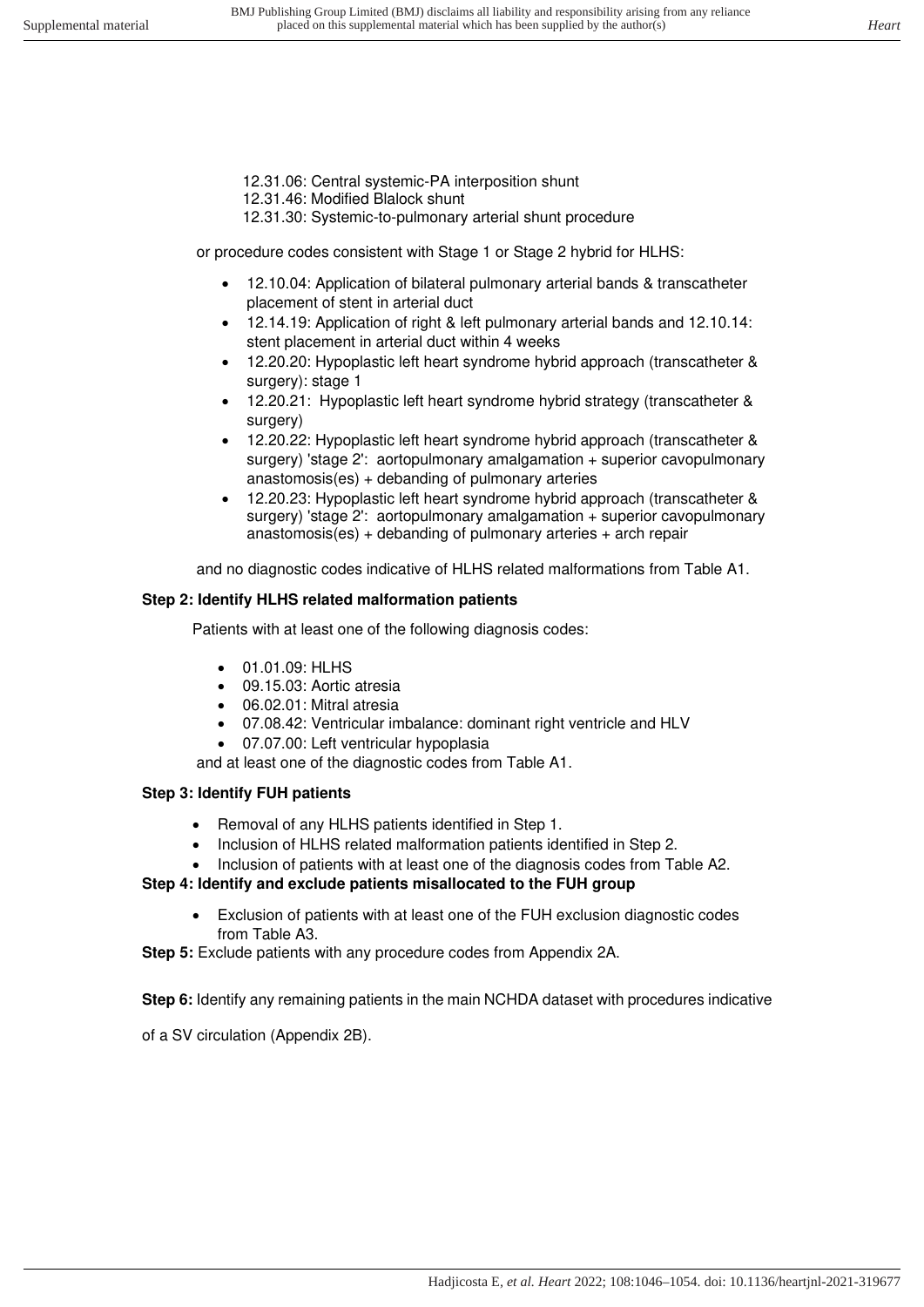12.31.06: Central systemic-PA interposition shunt
12.31.46: Modified Blalock shunt
12.31.30: Systemic-to-pulmonary arterial shunt procedure

or procedure codes consistent with Stage 1 or Stage 2 hybrid for HLHS:

- 12.10.04: Application of bilateral pulmonary arterial bands & transcatheter placement of stent in arterial duct
- 12.14.19: Application of right & left pulmonary arterial bands and 12.10.14: stent placement in arterial duct within 4 weeks
- 12.20.20: Hypoplastic left heart syndrome hybrid approach (transcatheter & surgery): stage 1
- 12.20.21: Hypoplastic left heart syndrome hybrid strategy (transcatheter & surgery)
- 12.20.22: Hypoplastic left heart syndrome hybrid approach (transcatheter & surgery) 'stage 2': aortopulmonary amalgamation + superior cavopulmonary anastomosis(es) + debanding of pulmonary arteries
- 12.20.23: Hypoplastic left heart syndrome hybrid approach (transcatheter & surgery) 'stage 2': aortopulmonary amalgamation + superior cavopulmonary anastomosis(es) + debanding of pulmonary arteries + arch repair

and no diagnostic codes indicative of HLHS related malformations from Table A1.

**Step 2: Identify HLHS related malformation patients**

Patients with at least one of the following diagnosis codes:

- 01.01.09: HLHS
- 09.15.03: Aortic atresia
- 06.02.01: Mitral atresia
- 07.08.42: Ventricular imbalance: dominant right ventricle and HLV
- 07.07.00: Left ventricular hypoplasia

and at least one of the diagnostic codes from Table A1.

**Step 3: Identify FUH patients**

- Removal of any HLHS patients identified in Step 1.
- Inclusion of HLHS related malformation patients identified in Step 2.
- Inclusion of patients with at least one of the diagnosis codes from Table A2.

**Step 4: Identify and exclude patients misallocated to the FUH group**

- Exclusion of patients with at least one of the FUH exclusion diagnostic codes from Table A3.

**Step 5:** Exclude patients with any procedure codes from Appendix 2A.

**Step 6:** Identify any remaining patients in the main NCHDA dataset with procedures indicative of a SV circulation (Appendix 2B).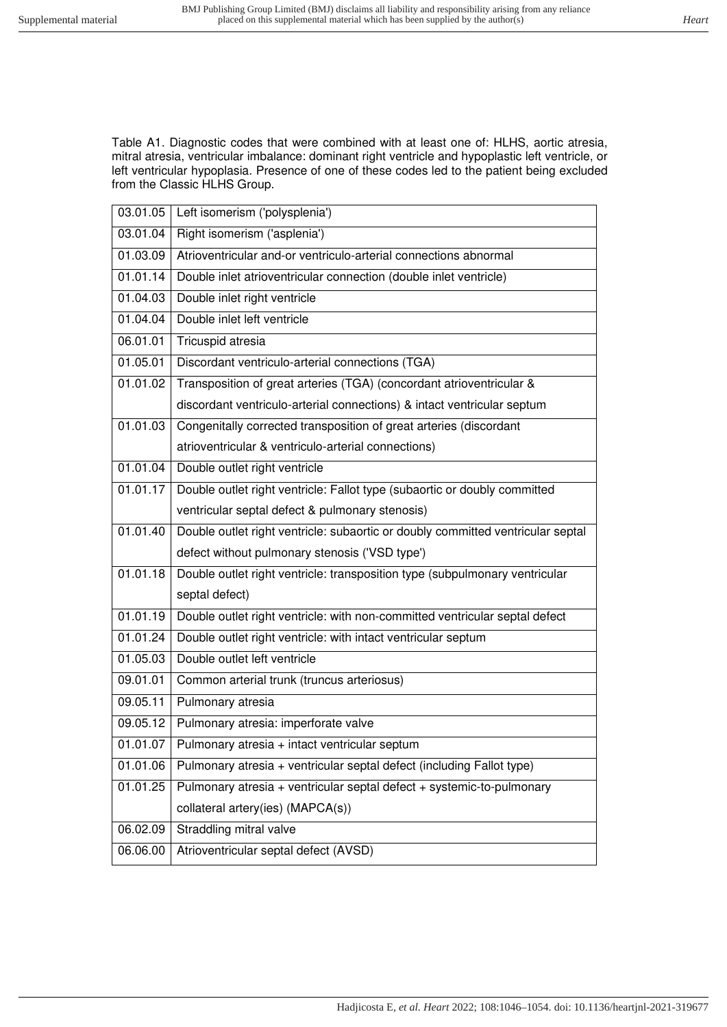Table A1. Diagnostic codes that were combined with at least one of: HLHS, aortic atresia, mitral atresia, ventricular imbalance: dominant right ventricle and hypoplastic left ventricle, or left ventricular hypoplasia. Presence of one of these codes led to the patient being excluded from the Classic HLHS Group.

| Code | Description |
|---|---|
| 03.01.05 | Left isomerism ('polysplenia') |
| 03.01.04 | Right isomerism ('asplenia') |
| 01.03.09 | Atrioventricular and-or ventriculo-arterial connections abnormal |
| 01.01.14 | Double inlet atrioventricular connection (double inlet ventricle) |
| 01.04.03 | Double inlet right ventricle |
| 01.04.04 | Double inlet left ventricle |
| 06.01.01 | Tricuspid atresia |
| 01.05.01 | Discordant ventriculo-arterial connections (TGA) |
| 01.01.02 | Transposition of great arteries (TGA) (concordant atrioventricular & discordant ventriculo-arterial connections) & intact ventricular septum |
| 01.01.03 | Congenitally corrected transposition of great arteries (discordant atrioventricular & ventriculo-arterial connections) |
| 01.01.04 | Double outlet right ventricle |
| 01.01.17 | Double outlet right ventricle: Fallot type (subaortic or doubly committed ventricular septal defect & pulmonary stenosis) |
| 01.01.40 | Double outlet right ventricle: subaortic or doubly committed ventricular septal defect without pulmonary stenosis ('VSD type') |
| 01.01.18 | Double outlet right ventricle: transposition type (subpulmonary ventricular septal defect) |
| 01.01.19 | Double outlet right ventricle: with non-committed ventricular septal defect |
| 01.01.24 | Double outlet right ventricle: with intact ventricular septum |
| 01.05.03 | Double outlet left ventricle |
| 09.01.01 | Common arterial trunk (truncus arteriosus) |
| 09.05.11 | Pulmonary atresia |
| 09.05.12 | Pulmonary atresia: imperforate valve |
| 01.01.07 | Pulmonary atresia + intact ventricular septum |
| 01.01.06 | Pulmonary atresia + ventricular septal defect (including Fallot type) |
| 01.01.25 | Pulmonary atresia + ventricular septal defect + systemic-to-pulmonary collateral artery(ies) (MAPCA(s)) |
| 06.02.09 | Straddling mitral valve |
| 06.06.00 | Atrioventricular septal defect (AVSD) |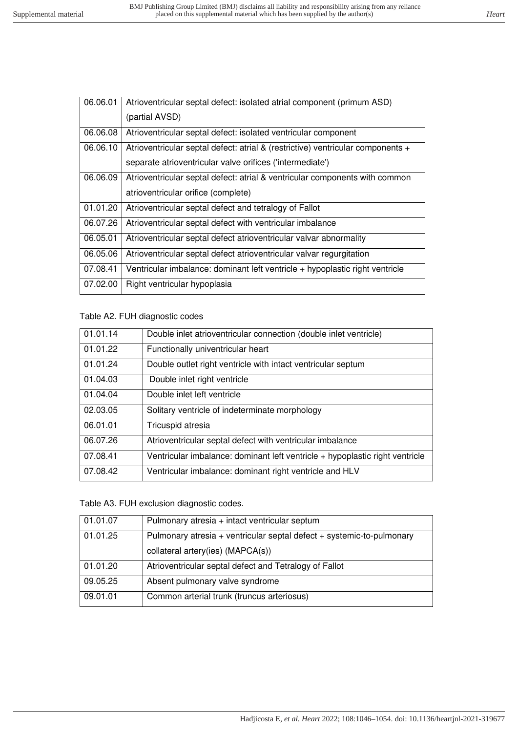| | |
|---|---|
| 06.06.01 | Atrioventricular septal defect: isolated atrial component (primum ASD) (partial AVSD) |
| 06.06.08 | Atrioventricular septal defect: isolated ventricular component |
| 06.06.10 | Atrioventricular septal defect: atrial & (restrictive) ventricular components + separate atrioventricular valve orifices ('intermediate') |
| 06.06.09 | Atrioventricular septal defect: atrial & ventricular components with common atrioventricular orifice (complete) |
| 01.01.20 | Atrioventricular septal defect and tetralogy of Fallot |
| 06.07.26 | Atrioventricular septal defect with ventricular imbalance |
| 06.05.01 | Atrioventricular septal defect atrioventricular valvar abnormality |
| 06.05.06 | Atrioventricular septal defect atrioventricular valvar regurgitation |
| 07.08.41 | Ventricular imbalance: dominant left ventricle + hypoplastic right ventricle |
| 07.02.00 | Right ventricular hypoplasia |

Table A2. FUH diagnostic codes

| | |
|---|---|
| 01.01.14 | Double inlet atrioventricular connection (double inlet ventricle) |
| 01.01.22 | Functionally univentricular heart |
| 01.01.24 | Double outlet right ventricle with intact ventricular septum |
| 01.04.03 | Double inlet right ventricle |
| 01.04.04 | Double inlet left ventricle |
| 02.03.05 | Solitary ventricle of indeterminate morphology |
| 06.01.01 | Tricuspid atresia |
| 06.07.26 | Atrioventricular septal defect with ventricular imbalance |
| 07.08.41 | Ventricular imbalance: dominant left ventricle + hypoplastic right ventricle |
| 07.08.42 | Ventricular imbalance: dominant right ventricle and HLV |

Table A3. FUH exclusion diagnostic codes.

| | |
|---|---|
| 01.01.07 | Pulmonary atresia + intact ventricular septum |
| 01.01.25 | Pulmonary atresia + ventricular septal defect + systemic-to-pulmonary collateral artery(ies) (MAPCA(s)) |
| 01.01.20 | Atrioventricular septal defect and Tetralogy of Fallot |
| 09.05.25 | Absent pulmonary valve syndrome |
| 09.01.01 | Common arterial trunk (truncus arteriosus) |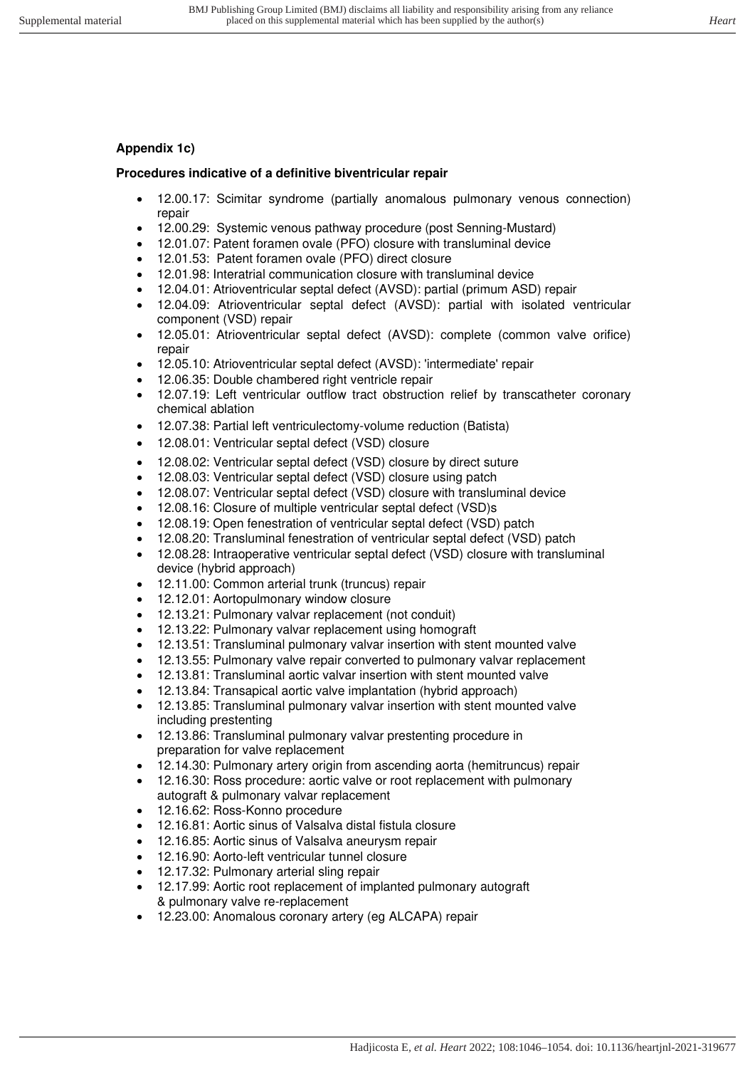**Appendix 1c)**

**Procedures indicative of a definitive biventricular repair**

- 12.00.17: Scimitar syndrome (partially anomalous pulmonary venous connection) repair
- 12.00.29: Systemic venous pathway procedure (post Senning-Mustard)
- 12.01.07: Patent foramen ovale (PFO) closure with transluminal device
- 12.01.53: Patent foramen ovale (PFO) direct closure
- 12.01.98: Interatrial communication closure with transluminal device
- 12.04.01: Atrioventricular septal defect (AVSD): partial (primum ASD) repair
- 12.04.09: Atrioventricular septal defect (AVSD): partial with isolated ventricular component (VSD) repair
- 12.05.01: Atrioventricular septal defect (AVSD): complete (common valve orifice) repair
- 12.05.10: Atrioventricular septal defect (AVSD): 'intermediate' repair
- 12.06.35: Double chambered right ventricle repair
- 12.07.19: Left ventricular outflow tract obstruction relief by transcatheter coronary chemical ablation
- 12.07.38: Partial left ventriculectomy-volume reduction (Batista)
- 12.08.01: Ventricular septal defect (VSD) closure
- 12.08.02: Ventricular septal defect (VSD) closure by direct suture
- 12.08.03: Ventricular septal defect (VSD) closure using patch
- 12.08.07: Ventricular septal defect (VSD) closure with transluminal device
- 12.08.16: Closure of multiple ventricular septal defect (VSD)s
- 12.08.19: Open fenestration of ventricular septal defect (VSD) patch
- 12.08.20: Transluminal fenestration of ventricular septal defect (VSD) patch
- 12.08.28: Intraoperative ventricular septal defect (VSD) closure with transluminal device (hybrid approach)
- 12.11.00: Common arterial trunk (truncus) repair
- 12.12.01: Aortopulmonary window closure
- 12.13.21: Pulmonary valvar replacement (not conduit)
- 12.13.22: Pulmonary valvar replacement using homograft
- 12.13.51: Transluminal pulmonary valvar insertion with stent mounted valve
- 12.13.55: Pulmonary valve repair converted to pulmonary valvar replacement
- 12.13.81: Transluminal aortic valvar insertion with stent mounted valve
- 12.13.84: Transapical aortic valve implantation (hybrid approach)
- 12.13.85: Transluminal pulmonary valvar insertion with stent mounted valve including prestenting
- 12.13.86: Transluminal pulmonary valvar prestenting procedure in preparation for valve replacement
- 12.14.30: Pulmonary artery origin from ascending aorta (hemitruncus) repair
- 12.16.30: Ross procedure: aortic valve or root replacement with pulmonary autograft & pulmonary valvar replacement
- 12.16.62: Ross-Konno procedure
- 12.16.81: Aortic sinus of Valsalva distal fistula closure
- 12.16.85: Aortic sinus of Valsalva aneurysm repair
- 12.16.90: Aorto-left ventricular tunnel closure
- 12.17.32: Pulmonary arterial sling repair
- 12.17.99: Aortic root replacement of implanted pulmonary autograft & pulmonary valve re-replacement
- 12.23.00: Anomalous coronary artery (eg ALCAPA) repair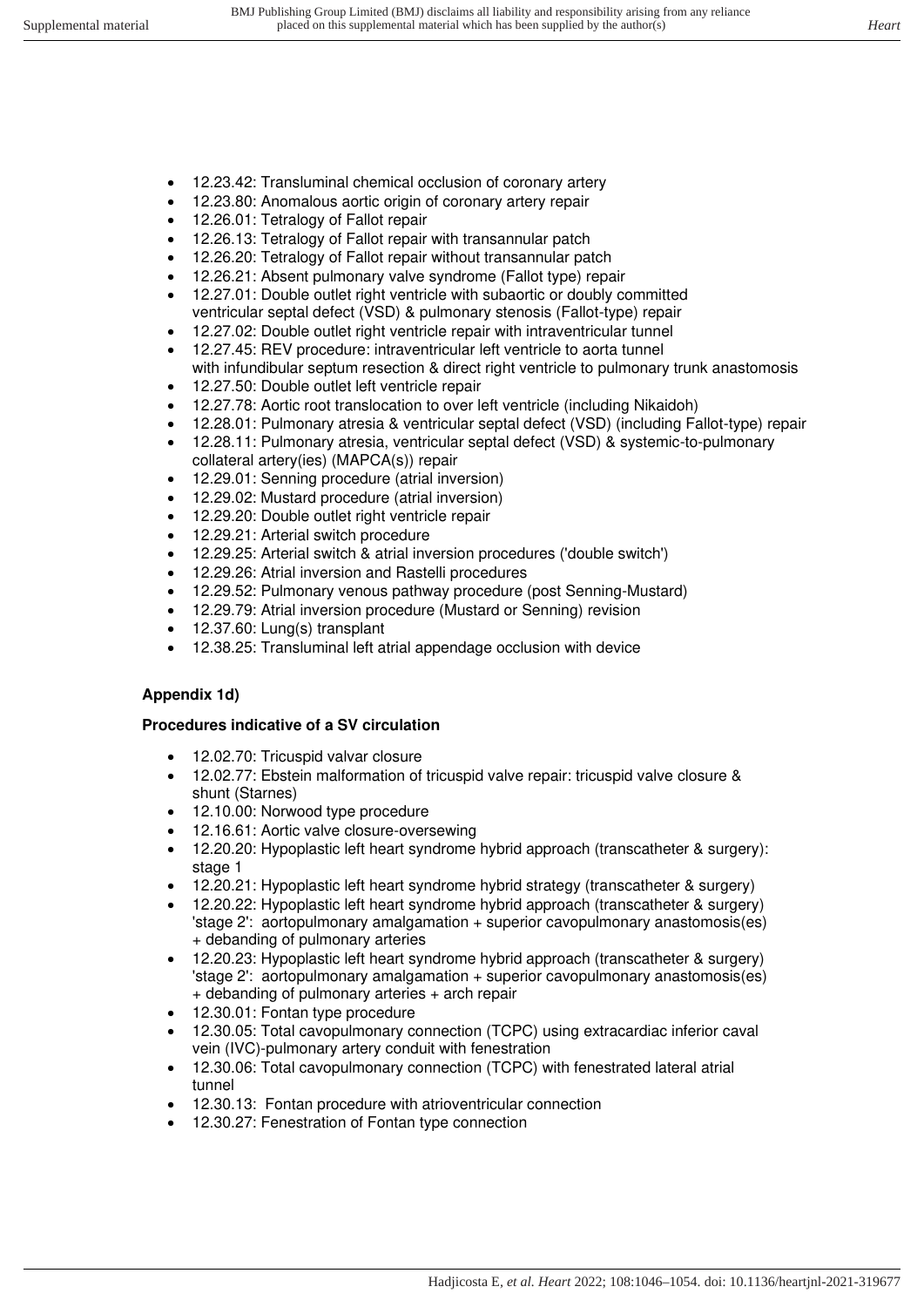- 12.23.42: Transluminal chemical occlusion of coronary artery
- 12.23.80: Anomalous aortic origin of coronary artery repair
- 12.26.01: Tetralogy of Fallot repair
- 12.26.13: Tetralogy of Fallot repair with transannular patch
- 12.26.20: Tetralogy of Fallot repair without transannular patch
- 12.26.21: Absent pulmonary valve syndrome (Fallot type) repair
- 12.27.01: Double outlet right ventricle with subaortic or doubly committed ventricular septal defect (VSD) & pulmonary stenosis (Fallot-type) repair
- 12.27.02: Double outlet right ventricle repair with intraventricular tunnel
- 12.27.45: REV procedure: intraventricular left ventricle to aorta tunnel with infundibular septum resection & direct right ventricle to pulmonary trunk anastomosis
- 12.27.50: Double outlet left ventricle repair
- 12.27.78: Aortic root translocation to over left ventricle (including Nikaidoh)
- 12.28.01: Pulmonary atresia & ventricular septal defect (VSD) (including Fallot-type) repair
- 12.28.11: Pulmonary atresia, ventricular septal defect (VSD) & systemic-to-pulmonary collateral artery(ies) (MAPCA(s)) repair
- 12.29.01: Senning procedure (atrial inversion)
- 12.29.02: Mustard procedure (atrial inversion)
- 12.29.20: Double outlet right ventricle repair
- 12.29.21: Arterial switch procedure
- 12.29.25: Arterial switch & atrial inversion procedures ('double switch')
- 12.29.26: Atrial inversion and Rastelli procedures
- 12.29.52: Pulmonary venous pathway procedure (post Senning-Mustard)
- 12.29.79: Atrial inversion procedure (Mustard or Senning) revision
- 12.37.60: Lung(s) transplant
- 12.38.25: Transluminal left atrial appendage occlusion with device

**Appendix 1d)**

**Procedures indicative of a SV circulation**

- 12.02.70: Tricuspid valvar closure
- 12.02.77: Ebstein malformation of tricuspid valve repair: tricuspid valve closure & shunt (Starnes)
- 12.10.00: Norwood type procedure
- 12.16.61: Aortic valve closure-oversewing
- 12.20.20: Hypoplastic left heart syndrome hybrid approach (transcatheter & surgery): stage 1
- 12.20.21: Hypoplastic left heart syndrome hybrid strategy (transcatheter & surgery)
- 12.20.22: Hypoplastic left heart syndrome hybrid approach (transcatheter & surgery) 'stage 2': aortopulmonary amalgamation + superior cavopulmonary anastomosis(es) + debanding of pulmonary arteries
- 12.20.23: Hypoplastic left heart syndrome hybrid approach (transcatheter & surgery) 'stage 2': aortopulmonary amalgamation + superior cavopulmonary anastomosis(es) + debanding of pulmonary arteries + arch repair
- 12.30.01: Fontan type procedure
- 12.30.05: Total cavopulmonary connection (TCPC) using extracardiac inferior caval vein (IVC)-pulmonary artery conduit with fenestration
- 12.30.06: Total cavopulmonary connection (TCPC) with fenestrated lateral atrial tunnel
- 12.30.13: Fontan procedure with atrioventricular connection
- 12.30.27: Fenestration of Fontan type connection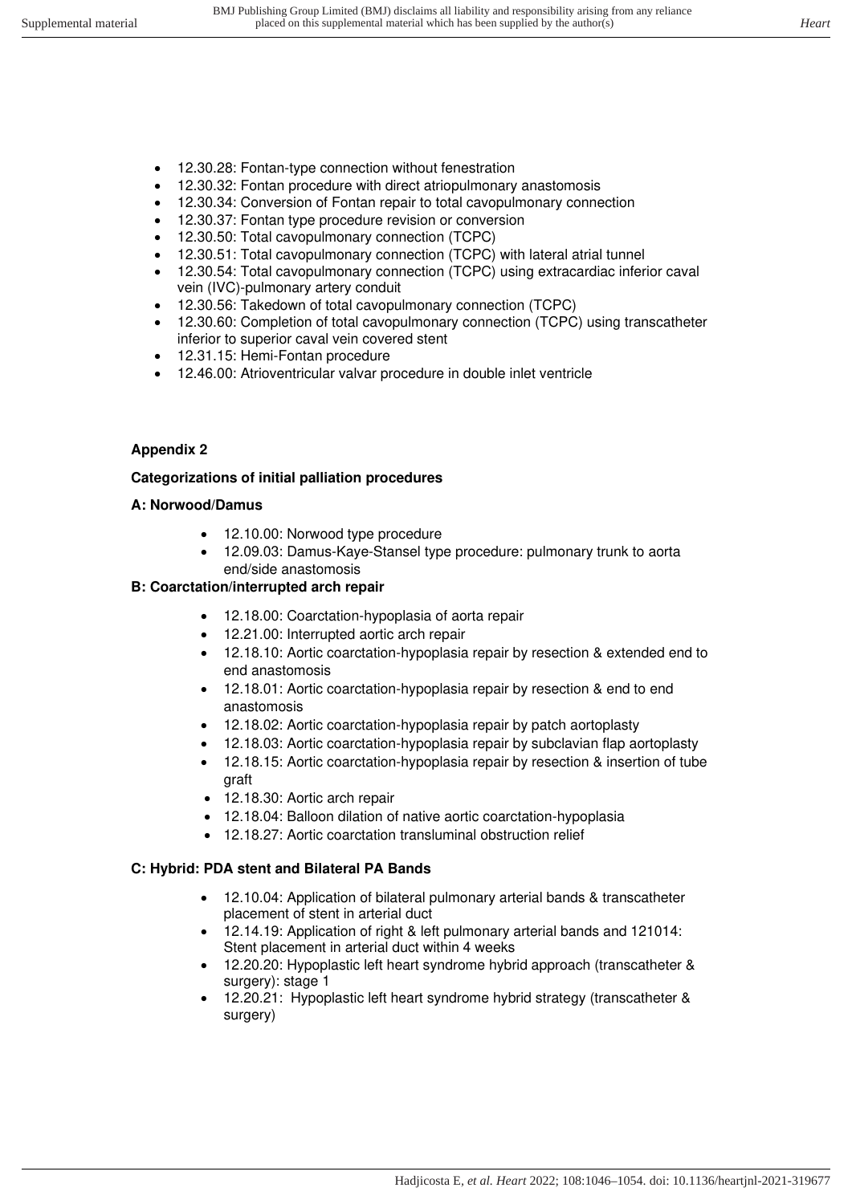- 12.30.28: Fontan-type connection without fenestration
- 12.30.32: Fontan procedure with direct atriopulmonary anastomosis
- 12.30.34: Conversion of Fontan repair to total cavopulmonary connection
- 12.30.37: Fontan type procedure revision or conversion
- 12.30.50: Total cavopulmonary connection (TCPC)
- 12.30.51: Total cavopulmonary connection (TCPC) with lateral atrial tunnel
- 12.30.54: Total cavopulmonary connection (TCPC) using extracardiac inferior caval vein (IVC)-pulmonary artery conduit
- 12.30.56: Takedown of total cavopulmonary connection (TCPC)
- 12.30.60: Completion of total cavopulmonary connection (TCPC) using transcatheter inferior to superior caval vein covered stent
- 12.31.15: Hemi-Fontan procedure
- 12.46.00: Atrioventricular valvar procedure in double inlet ventricle

## Appendix 2

### Categorizations of initial palliation procedures

**A: Norwood/Damus**

- 12.10.00: Norwood type procedure
- 12.09.03: Damus-Kaye-Stansel type procedure: pulmonary trunk to aorta end/side anastomosis

**B: Coarctation/interrupted arch repair**

- 12.18.00: Coarctation-hypoplasia of aorta repair
- 12.21.00: Interrupted aortic arch repair
- 12.18.10: Aortic coarctation-hypoplasia repair by resection & extended end to end anastomosis
- 12.18.01: Aortic coarctation-hypoplasia repair by resection & end to end anastomosis
- 12.18.02: Aortic coarctation-hypoplasia repair by patch aortoplasty
- 12.18.03: Aortic coarctation-hypoplasia repair by subclavian flap aortoplasty
- 12.18.15: Aortic coarctation-hypoplasia repair by resection & insertion of tube graft
- 12.18.30: Aortic arch repair
- 12.18.04: Balloon dilation of native aortic coarctation-hypoplasia
- 12.18.27: Aortic coarctation transluminal obstruction relief

**C: Hybrid: PDA stent and Bilateral PA Bands**

- 12.10.04: Application of bilateral pulmonary arterial bands & transcatheter placement of stent in arterial duct
- 12.14.19: Application of right & left pulmonary arterial bands and 121014: Stent placement in arterial duct within 4 weeks
- 12.20.20: Hypoplastic left heart syndrome hybrid approach (transcatheter & surgery): stage 1
- 12.20.21: Hypoplastic left heart syndrome hybrid strategy (transcatheter & surgery)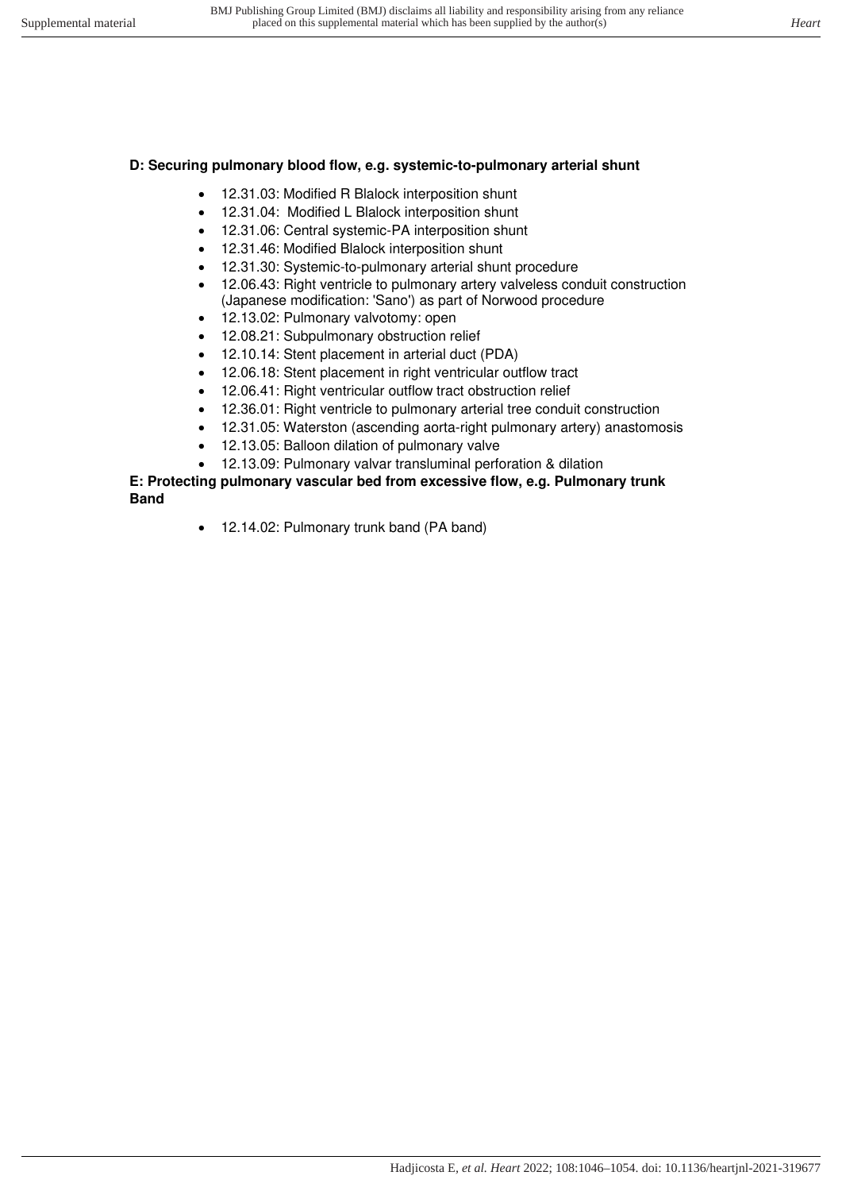**D: Securing pulmonary blood flow, e.g. systemic-to-pulmonary arterial shunt**

- 12.31.03: Modified R Blalock interposition shunt
- 12.31.04: Modified L Blalock interposition shunt
- 12.31.06: Central systemic-PA interposition shunt
- 12.31.46: Modified Blalock interposition shunt
- 12.31.30: Systemic-to-pulmonary arterial shunt procedure
- 12.06.43: Right ventricle to pulmonary artery valveless conduit construction (Japanese modification: 'Sano') as part of Norwood procedure
- 12.13.02: Pulmonary valvotomy: open
- 12.08.21: Subpulmonary obstruction relief
- 12.10.14: Stent placement in arterial duct (PDA)
- 12.06.18: Stent placement in right ventricular outflow tract
- 12.06.41: Right ventricular outflow tract obstruction relief
- 12.36.01: Right ventricle to pulmonary arterial tree conduit construction
- 12.31.05: Waterston (ascending aorta-right pulmonary artery) anastomosis
- 12.13.05: Balloon dilation of pulmonary valve
- 12.13.09: Pulmonary valvar transluminal perforation & dilation

**E: Protecting pulmonary vascular bed from excessive flow, e.g. Pulmonary trunk Band**

- 12.14.02: Pulmonary trunk band (PA band)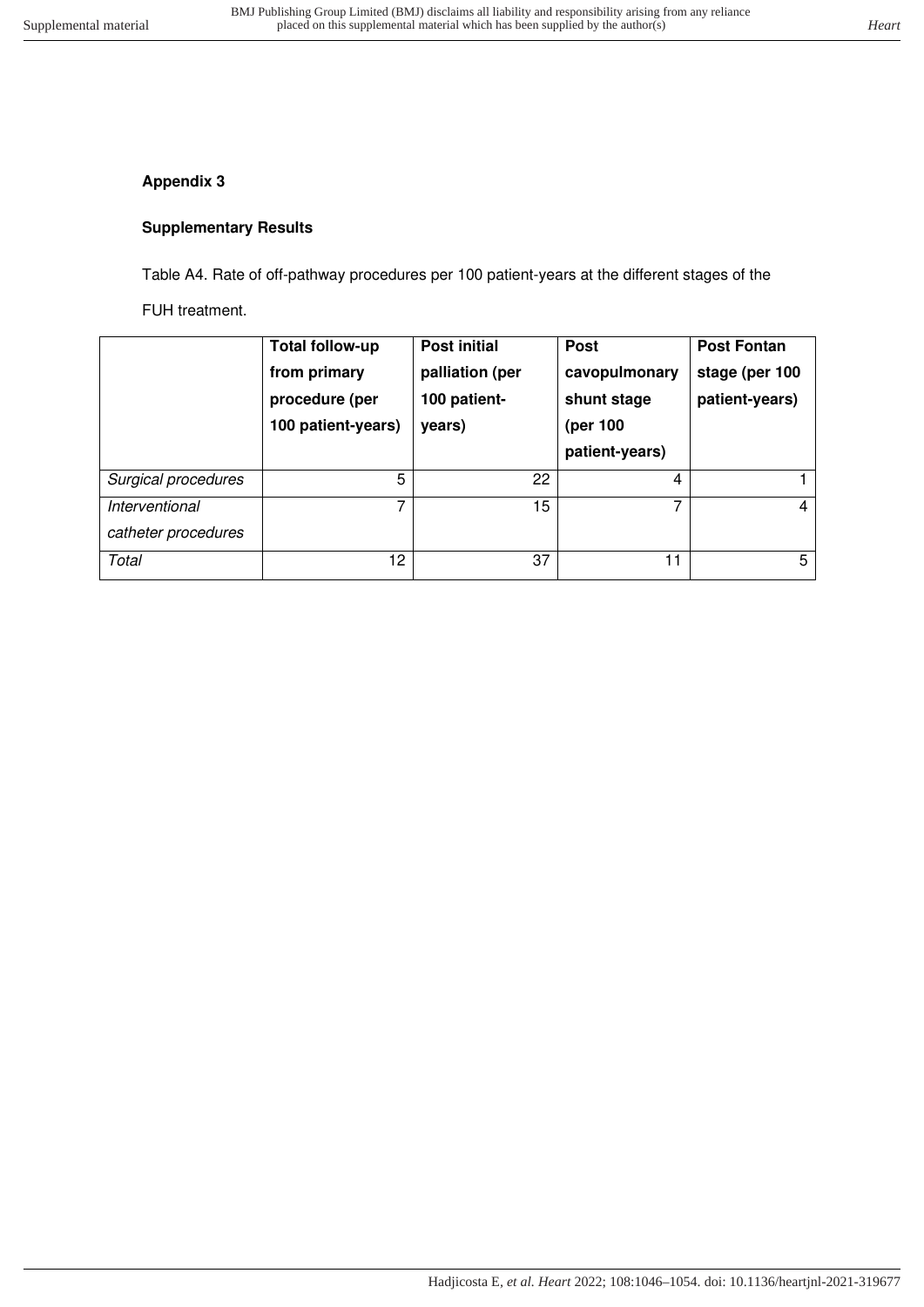**Appendix 3**

**Supplementary Results**

Table A4. Rate of off-pathway procedures per 100 patient-years at the different stages of the FUH treatment.

| | **Total follow-up from primary procedure (per 100 patient-years)** | **Post initial palliation (per 100 patient-years)** | **Post cavopulmonary shunt stage (per 100 patient-years)** | **Post Fontan stage (per 100 patient-years)** |
|---|---|---|---|---|
| *Surgical procedures* | 5 | 22 | 4 | 1 |
| *Interventional catheter procedures* | 7 | 15 | 7 | 4 |
| *Total* | 12 | 37 | 11 | 5 |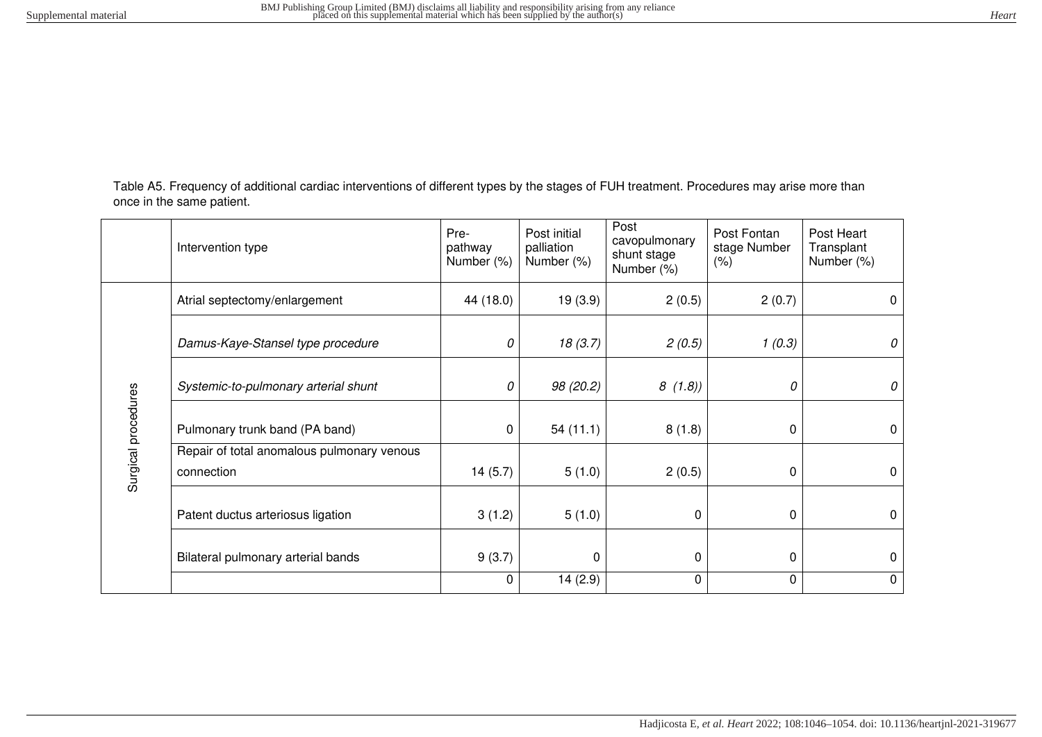Table A5. Frequency of additional cardiac interventions of different types by the stages of FUH treatment. Procedures may arise more than once in the same patient.

| | Intervention type | Pre-pathway Number (%) | Post initial palliation Number (%) | Post cavopulmonary shunt stage Number (%) | Post Fontan stage Number (%) | Post Heart Transplant Number (%) |
|---|---|---|---|---|---|---|
| Surgical procedures | Atrial septectomy/enlargement | 44 (18.0) | 19 (3.9) | 2 (0.5) | 2 (0.7) | 0 |
| | *Damus-Kaye-Stansel type procedure* | *0* | *18 (3.7)* | *2 (0.5)* | *1 (0.3)* | *0* |
| | *Systemic-to-pulmonary arterial shunt* | *0* | *98 (20.2)* | *8 (1.8))* | *0* | *0* |
| | Pulmonary trunk band (PA band) | 0 | 54 (11.1) | 8 (1.8) | 0 | 0 |
| | Repair of total anomalous pulmonary venous connection | 14 (5.7) | 5 (1.0) | 2 (0.5) | 0 | 0 |
| | Patent ductus arteriosus ligation | 3 (1.2) | 5 (1.0) | 0 | 0 | 0 |
| | Bilateral pulmonary arterial bands | 9 (3.7) | 0 | 0 | 0 | 0 |
| | | 0 | 14 (2.9) | 0 | 0 | 0 |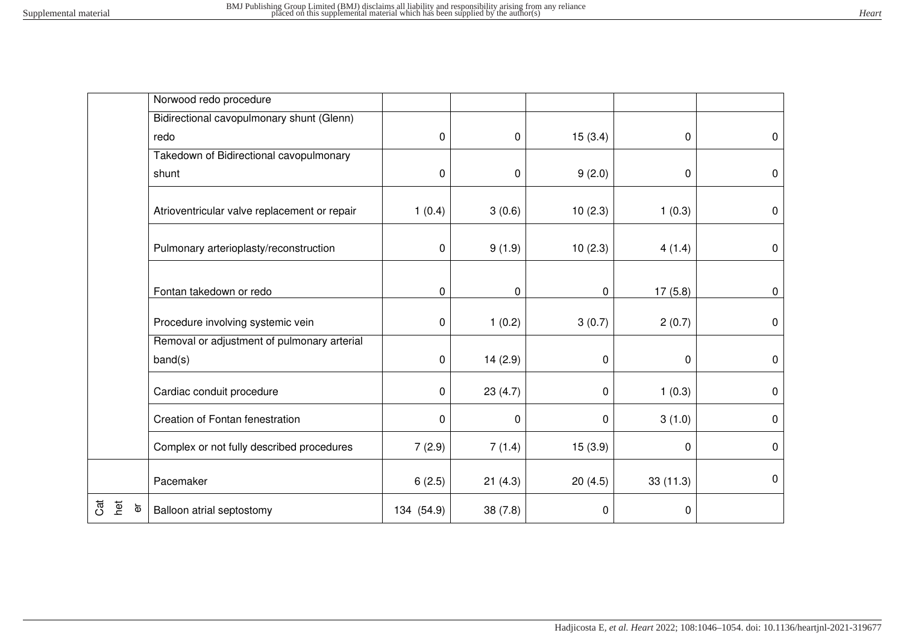| | | | | | | |
|---|---|---|---|---|---|---|
| | Norwood redo procedure | | | | | |
| | Bidirectional cavopulmonary shunt (Glenn) redo | 0 | 0 | 15 (3.4) | 0 | 0 |
| | Takedown of Bidirectional cavopulmonary shunt | 0 | 0 | 9 (2.0) | 0 | 0 |
| | Atrioventricular valve replacement or repair | 1 (0.4) | 3 (0.6) | 10 (2.3) | 1 (0.3) | 0 |
| | Pulmonary arterioplasty/reconstruction | 0 | 9 (1.9) | 10 (2.3) | 4 (1.4) | 0 |
| | Fontan takedown or redo | 0 | 0 | 0 | 17 (5.8) | 0 |
| | Procedure involving systemic vein | 0 | 1 (0.2) | 3 (0.7) | 2 (0.7) | 0 |
| | Removal or adjustment of pulmonary arterial band(s) | 0 | 14 (2.9) | 0 | 0 | 0 |
| | Cardiac conduit procedure | 0 | 23 (4.7) | 0 | 1 (0.3) | 0 |
| | Creation of Fontan fenestration | 0 | 0 | 0 | 3 (1.0) | 0 |
| | Complex or not fully described procedures | 7 (2.9) | 7 (1.4) | 15 (3.9) | 0 | 0 |
| | Pacemaker | 6 (2.5) | 21 (4.3) | 20 (4.5) | 33 (11.3) | 0 |
| Catheter | Balloon atrial septostomy | 134 (54.9) | 38 (7.8) | 0 | 0 | |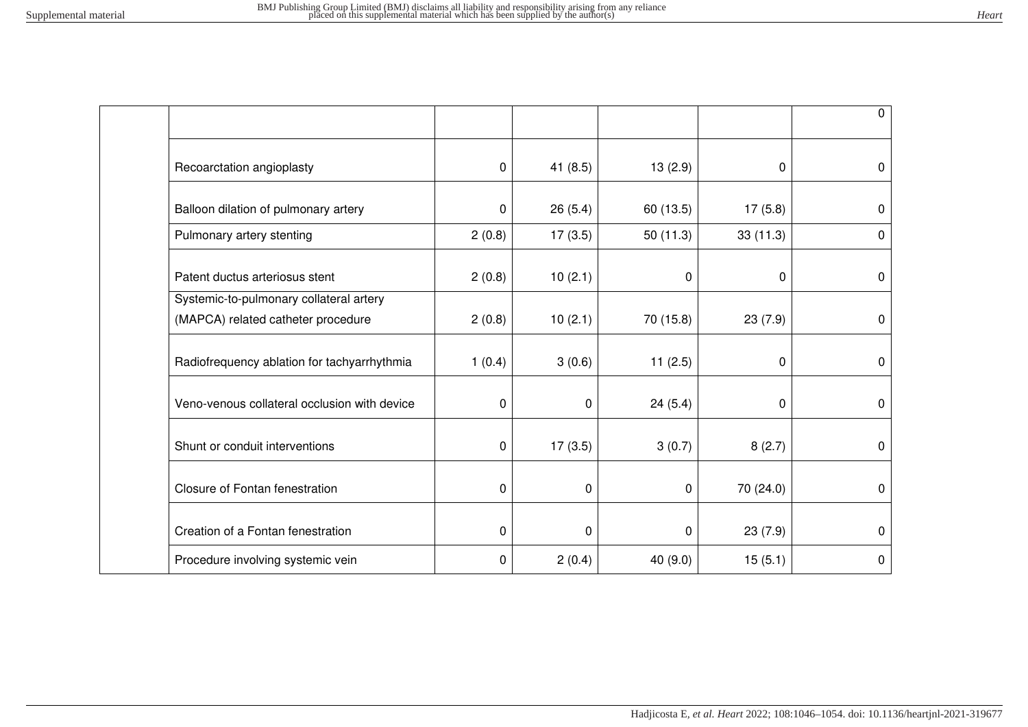| | | | | | | |
|---|---|---|---|---|---|---|
| | | | | | | 0 |
| | Recoarctation angioplasty | 0 | 41 (8.5) | 13 (2.9) | 0 | 0 |
| | Balloon dilation of pulmonary artery | 0 | 26 (5.4) | 60 (13.5) | 17 (5.8) | 0 |
| | Pulmonary artery stenting | 2 (0.8) | 17 (3.5) | 50 (11.3) | 33 (11.3) | 0 |
| | Patent ductus arteriosus stent | 2 (0.8) | 10 (2.1) | 0 | 0 | 0 |
| | Systemic-to-pulmonary collateral artery (MAPCA) related catheter procedure | 2 (0.8) | 10 (2.1) | 70 (15.8) | 23 (7.9) | 0 |
| | Radiofrequency ablation for tachyarrhythmia | 1 (0.4) | 3 (0.6) | 11 (2.5) | 0 | 0 |
| | Veno-venous collateral occlusion with device | 0 | 0 | 24 (5.4) | 0 | 0 |
| | Shunt or conduit interventions | 0 | 17 (3.5) | 3 (0.7) | 8 (2.7) | 0 |
| | Closure of Fontan fenestration | 0 | 0 | 0 | 70 (24.0) | 0 |
| | Creation of a Fontan fenestration | 0 | 0 | 0 | 23 (7.9) | 0 |
| | Procedure involving systemic vein | 0 | 2 (0.4) | 40 (9.0) | 15 (5.1) | 0 |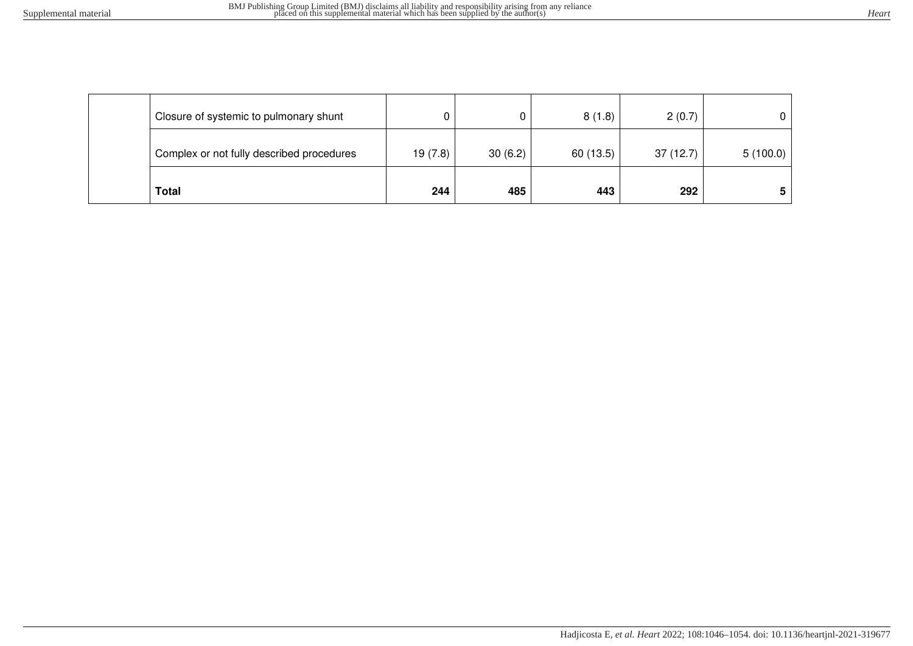| | | | | | | |
|---|---|---|---|---|---|---|
| | Closure of systemic to pulmonary shunt | 0 | 0 | 8 (1.8) | 2 (0.7) | 0 |
| | Complex or not fully described procedures | 19 (7.8) | 30 (6.2) | 60 (13.5) | 37 (12.7) | 5 (100.0) |
| | **Total** | **244** | **485** | **443** | **292** | **5** |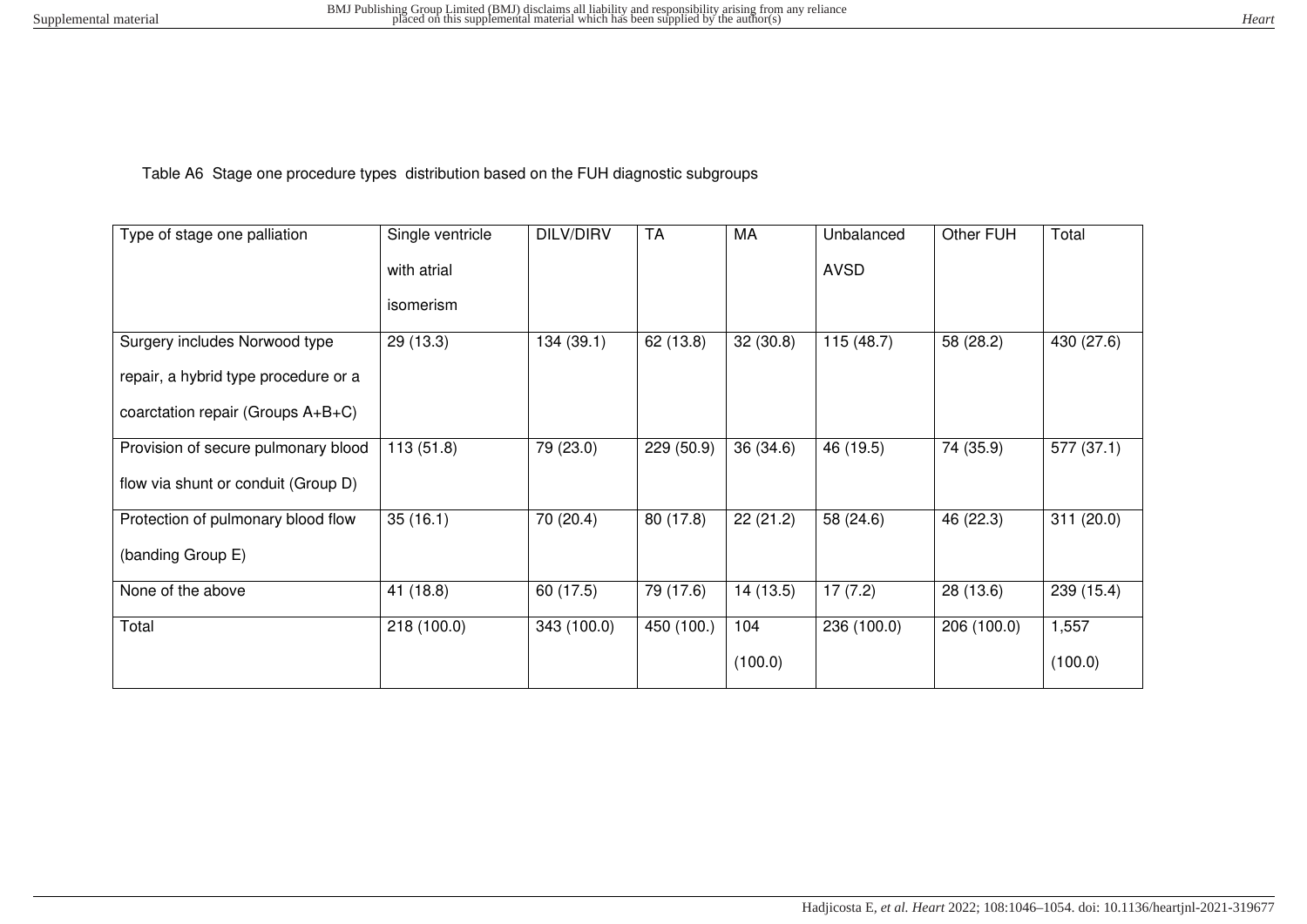Table A6 Stage one procedure types distribution based on the FUH diagnostic subgroups

| Type of stage one palliation | Single ventricle with atrial isomerism | DILV/DIRV | TA | MA | Unbalanced AVSD | Other FUH | Total |
|---|---|---|---|---|---|---|---|
| Surgery includes Norwood type repair, a hybrid type procedure or a coarctation repair (Groups A+B+C) | 29 (13.3) | 134 (39.1) | 62 (13.8) | 32 (30.8) | 115 (48.7) | 58 (28.2) | 430 (27.6) |
| Provision of secure pulmonary blood flow via shunt or conduit (Group D) | 113 (51.8) | 79 (23.0) | 229 (50.9) | 36 (34.6) | 46 (19.5) | 74 (35.9) | 577 (37.1) |
| Protection of pulmonary blood flow (banding Group E) | 35 (16.1) | 70 (20.4) | 80 (17.8) | 22 (21.2) | 58 (24.6) | 46 (22.3) | 311 (20.0) |
| None of the above | 41 (18.8) | 60 (17.5) | 79 (17.6) | 14 (13.5) | 17 (7.2) | 28 (13.6) | 239 (15.4) |
| Total | 218 (100.0) | 343 (100.0) | 450 (100.) | 104 (100.0) | 236 (100.0) | 206 (100.0) | 1,557 (100.0) |